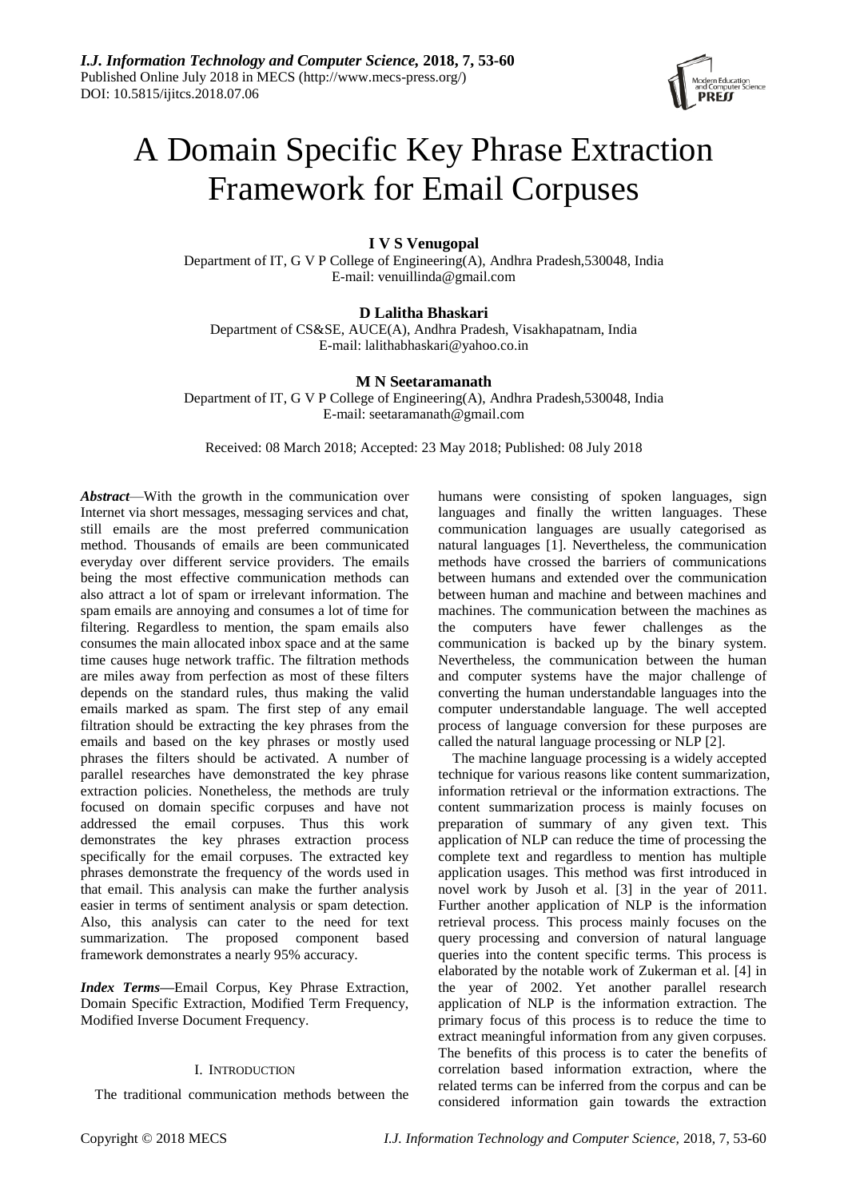# A Domain Specific Key Phrase Extraction Framework for Email Corpuses

**I V S Venugopal**

Department of IT, G V P College of Engineering(A), Andhra Pradesh,530048, India
E-mail: venuillinda@gmail.com

**D Lalitha Bhaskari**

Department of CS&SE, AUCE(A), Andhra Pradesh, Visakhapatnam, India
E-mail: lalithabhaskari@yahoo.co.in

**M N Seetaramanath**

Department of IT, G V P College of Engineering(A), Andhra Pradesh,530048, India
E-mail: seetaramanath@gmail.com

Received: 08 March 2018; Accepted: 23 May 2018; Published: 08 July 2018

***Abstract***—With the growth in the communication over Internet via short messages, messaging services and chat, still emails are the most preferred communication method. Thousands of emails are been communicated everyday over different service providers. The emails being the most effective communication methods can also attract a lot of spam or irrelevant information. The spam emails are annoying and consumes a lot of time for filtering. Regardless to mention, the spam emails also consumes the main allocated inbox space and at the same time causes huge network traffic. The filtration methods are miles away from perfection as most of these filters depends on the standard rules, thus making the valid emails marked as spam. The first step of any email filtration should be extracting the key phrases from the emails and based on the key phrases or mostly used phrases the filters should be activated. A number of parallel researches have demonstrated the key phrase extraction policies. Nonetheless, the methods are truly focused on domain specific corpuses and have not addressed the email corpuses. Thus this work demonstrates the key phrases extraction process specifically for the email corpuses. The extracted key phrases demonstrate the frequency of the words used in that email. This analysis can make the further analysis easier in terms of sentiment analysis or spam detection. Also, this analysis can cater to the need for text summarization. The proposed component based framework demonstrates a nearly 95% accuracy.

***Index Terms***—Email Corpus, Key Phrase Extraction, Domain Specific Extraction, Modified Term Frequency, Modified Inverse Document Frequency.

## I. Introduction

The traditional communication methods between the humans were consisting of spoken languages, sign languages and finally the written languages. These communication languages are usually categorised as natural languages [1]. Nevertheless, the communication methods have crossed the barriers of communications between humans and extended over the communication between human and machine and between machines and machines. The communication between the machines as the computers have fewer challenges as the communication is backed up by the binary system. Nevertheless, the communication between the human and computer systems have the major challenge of converting the human understandable languages into the computer understandable language. The well accepted process of language conversion for these purposes are called the natural language processing or NLP [2].

The machine language processing is a widely accepted technique for various reasons like content summarization, information retrieval or the information extractions. The content summarization process is mainly focuses on preparation of summary of any given text. This application of NLP can reduce the time of processing the complete text and regardless to mention has multiple application usages. This method was first introduced in novel work by Jusoh et al. [3] in the year of 2011. Further another application of NLP is the information retrieval process. This process mainly focuses on the query processing and conversion of natural language queries into the content specific terms. This process is elaborated by the notable work of Zukerman et al. [4] in the year of 2002. Yet another parallel research application of NLP is the information extraction. The primary focus of this process is to reduce the time to extract meaningful information from any given corpuses. The benefits of this process is to cater the benefits of correlation based information extraction, where the related terms can be inferred from the corpus and can be considered information gain towards the extraction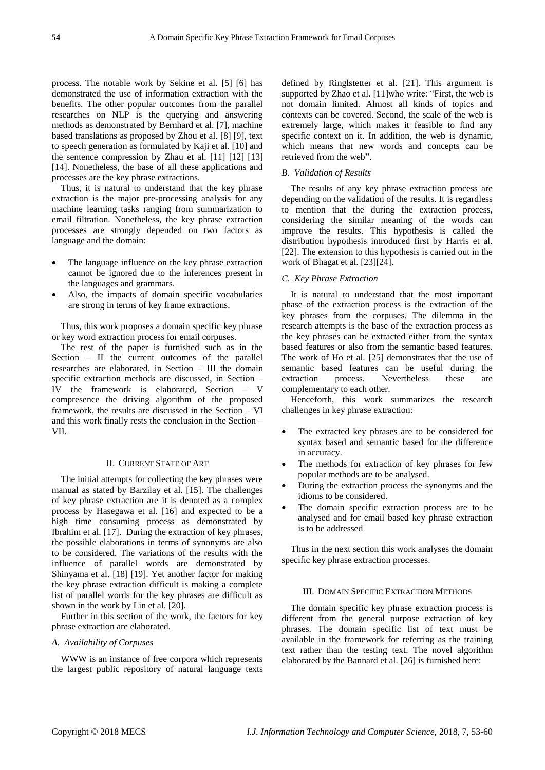process. The notable work by Sekine et al. [5] [6] has demonstrated the use of information extraction with the benefits. The other popular outcomes from the parallel researches on NLP is the querying and answering methods as demonstrated by Bernhard et al. [7], machine based translations as proposed by Zhou et al. [8] [9], text to speech generation as formulated by Kaji et al. [10] and the sentence compression by Zhau et al. [11] [12] [13] [14]. Nonetheless, the base of all these applications and processes are the key phrase extractions.

Thus, it is natural to understand that the key phrase extraction is the major pre-processing analysis for any machine learning tasks ranging from summarization to email filtration. Nonetheless, the key phrase extraction processes are strongly depended on two factors as language and the domain:

- The language influence on the key phrase extraction cannot be ignored due to the inferences present in the languages and grammars.
- Also, the impacts of domain specific vocabularies are strong in terms of key frame extractions.

Thus, this work proposes a domain specific key phrase or key word extraction process for email corpuses.

The rest of the paper is furnished such as in the Section – II the current outcomes of the parallel researches are elaborated, in Section – III the domain specific extraction methods are discussed, in Section – IV the framework is elaborated, Section – V compresence the driving algorithm of the proposed framework, the results are discussed in the Section – VI and this work finally rests the conclusion in the Section – VII.

## II. Current State of Art

The initial attempts for collecting the key phrases were manual as stated by Barzilay et al. [15]. The challenges of key phrase extraction are it is denoted as a complex process by Hasegawa et al. [16] and expected to be a high time consuming process as demonstrated by Ibrahim et al. [17]. During the extraction of key phrases, the possible elaborations in terms of synonyms are also to be considered. The variations of the results with the influence of parallel words are demonstrated by Shinyama et al. [18] [19]. Yet another factor for making the key phrase extraction difficult is making a complete list of parallel words for the key phrases are difficult as shown in the work by Lin et al. [20].

Further in this section of the work, the factors for key phrase extraction are elaborated.

### *A. Availability of Corpuses*

WWW is an instance of free corpora which represents the largest public repository of natural language texts defined by Ringlstetter et al. [21]. This argument is supported by Zhao et al. [11]who write: "First, the web is not domain limited. Almost all kinds of topics and contexts can be covered. Second, the scale of the web is extremely large, which makes it feasible to find any specific context on it. In addition, the web is dynamic, which means that new words and concepts can be retrieved from the web".

### *B. Validation of Results*

The results of any key phrase extraction process are depending on the validation of the results. It is regardless to mention that the during the extraction process, considering the similar meaning of the words can improve the results. This hypothesis is called the distribution hypothesis introduced first by Harris et al. [22]. The extension to this hypothesis is carried out in the work of Bhagat et al. [23][24].

### *C. Key Phrase Extraction*

It is natural to understand that the most important phase of the extraction process is the extraction of the key phrases from the corpuses. The dilemma in the research attempts is the base of the extraction process as the key phrases can be extracted either from the syntax based features or also from the semantic based features. The work of Ho et al. [25] demonstrates that the use of semantic based features can be useful during the extraction process. Nevertheless these are complementary to each other.

Henceforth, this work summarizes the research challenges in key phrase extraction:

- The extracted key phrases are to be considered for syntax based and semantic based for the difference in accuracy.
- The methods for extraction of key phrases for few popular methods are to be analysed.
- During the extraction process the synonyms and the idioms to be considered.
- The domain specific extraction process are to be analysed and for email based key phrase extraction is to be addressed

Thus in the next section this work analyses the domain specific key phrase extraction processes.

## III. Domain Specific Extraction Methods

The domain specific key phrase extraction process is different from the general purpose extraction of key phrases. The domain specific list of text must be available in the framework for referring as the training text rather than the testing text. The novel algorithm elaborated by the Bannard et al. [26] is furnished here: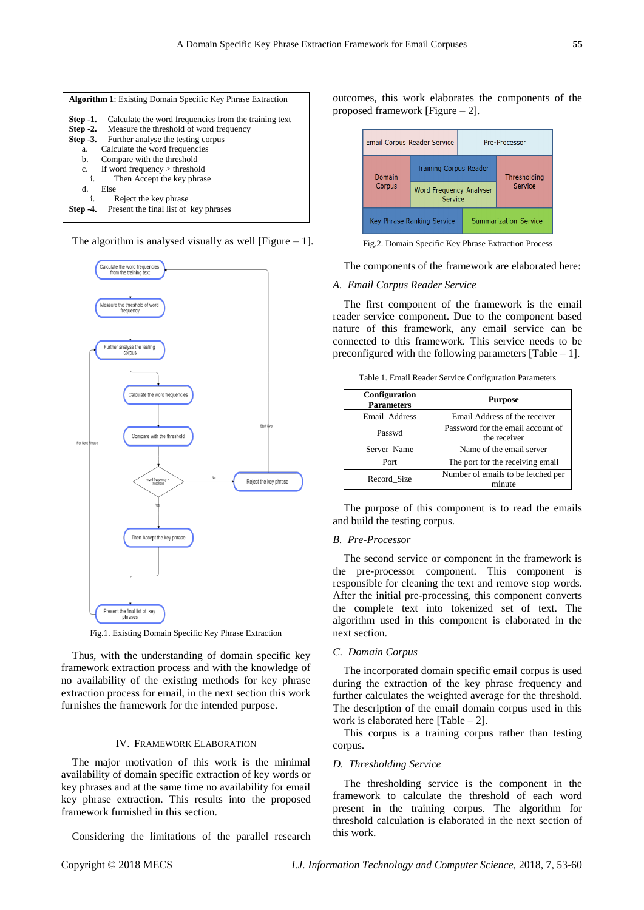**Algorithm 1**: Existing Domain Specific Key Phrase Extraction

**Step -1.** Calculate the word frequencies from the training text
**Step -2.** Measure the threshold of word frequency
**Step -3.** Further analyse the testing corpus
  a. Calculate the word frequencies
  b. Compare with the threshold
  c. If word frequency > threshold
    i. Then Accept the key phrase
  d. Else
    i. Reject the key phrase
**Step -4.** Present the final list of key phrases

The algorithm is analysed visually as well [Figure – 1].

Fig.1. Existing Domain Specific Key Phrase Extraction

Thus, with the understanding of domain specific key framework extraction process and with the knowledge of no availability of the existing methods for key phrase extraction process for email, in the next section this work furnishes the framework for the intended purpose.

## IV. Framework Elaboration

The major motivation of this work is the minimal availability of domain specific extraction of key words or key phrases and at the same time no availability for email key phrase extraction. This results into the proposed framework furnished in this section.

Considering the limitations of the parallel research outcomes, this work elaborates the components of the proposed framework [Figure – 2].

Fig.2. Domain Specific Key Phrase Extraction Process

The components of the framework are elaborated here:

### A. Email Corpus Reader Service

The first component of the framework is the email reader service component. Due to the component based nature of this framework, any email service can be connected to this framework. This service needs to be preconfigured with the following parameters [Table – 1].

Table 1. Email Reader Service Configuration Parameters

| Configuration Parameters | Purpose |
|---|---|
| Email_Address | Email Address of the receiver |
| Passwd | Password for the email account of the receiver |
| Server_Name | Name of the email server |
| Port | The port for the receiving email |
| Record_Size | Number of emails to be fetched per minute |

The purpose of this component is to read the emails and build the testing corpus.

### B. Pre-Processor

The second service or component in the framework is the pre-processor component. This component is responsible for cleaning the text and remove stop words. After the initial pre-processing, this component converts the complete text into tokenized set of text. The algorithm used in this component is elaborated in the next section.

### C. Domain Corpus

The incorporated domain specific email corpus is used during the extraction of the key phrase frequency and further calculates the weighted average for the threshold. The description of the email domain corpus used in this work is elaborated here [Table – 2].

This corpus is a training corpus rather than testing corpus.

### D. Thresholding Service

The thresholding service is the component in the framework to calculate the threshold of each word present in the training corpus. The algorithm for threshold calculation is elaborated in the next section of this work.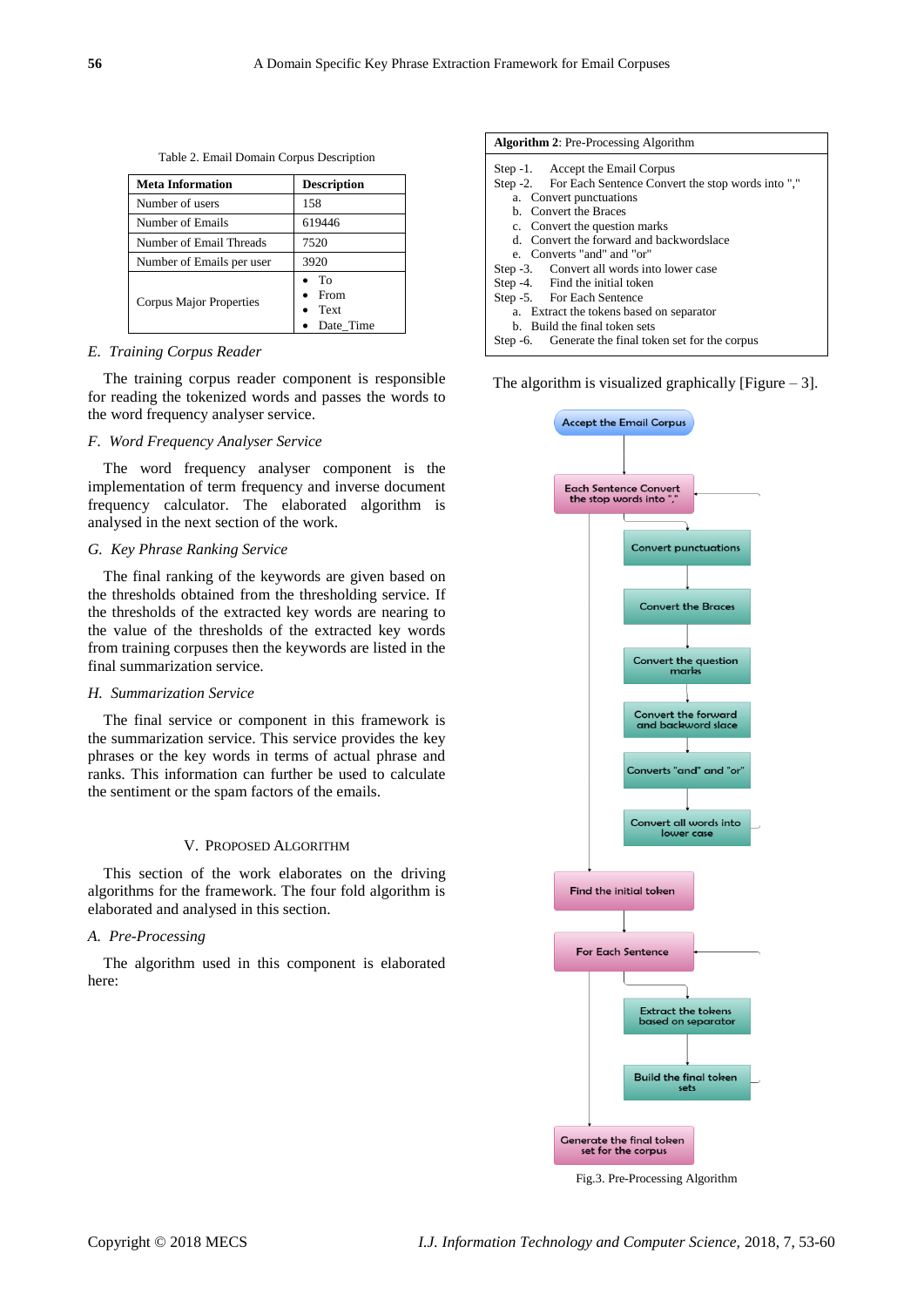Table 2. Email Domain Corpus Description

| Meta Information | Description |
|---|---|
| Number of users | 158 |
| Number of Emails | 619446 |
| Number of Email Threads | 7520 |
| Number of Emails per user | 3920 |
| Corpus Major Properties | • To<br>• From<br>• Text<br>• Date_Time |

### *E. Training Corpus Reader*

The training corpus reader component is responsible for reading the tokenized words and passes the words to the word frequency analyser service.

### *F. Word Frequency Analyser Service*

The word frequency analyser component is the implementation of term frequency and inverse document frequency calculator. The elaborated algorithm is analysed in the next section of the work.

### *G. Key Phrase Ranking Service*

The final ranking of the keywords are given based on the thresholds obtained from the thresholding service. If the thresholds of the extracted key words are nearing to the value of the thresholds of the extracted key words from training corpuses then the keywords are listed in the final summarization service.

### *H. Summarization Service*

The final service or component in this framework is the summarization service. This service provides the key phrases or the key words in terms of actual phrase and ranks. This information can further be used to calculate the sentiment or the spam factors of the emails.

## V. Proposed Algorithm

This section of the work elaborates on the driving algorithms for the framework. The four fold algorithm is elaborated and analysed in this section.

### *A. Pre-Processing*

The algorithm used in this component is elaborated here:

**Algorithm 2**: Pre-Processing Algorithm

Step -1. Accept the Email Corpus
Step -2. For Each Sentence Convert the stop words into ","
  a. Convert punctuations
  b. Convert the Braces
  c. Convert the question marks
  d. Convert the forward and backwordslace
  e. Converts "and" and "or"
Step -3. Convert all words into lower case
Step -4. Find the initial token
Step -5. For Each Sentence
  a. Extract the tokens based on separator
  b. Build the final token sets
Step -6. Generate the final token set for the corpus

The algorithm is visualized graphically [Figure – 3].

Fig.3. Pre-Processing Algorithm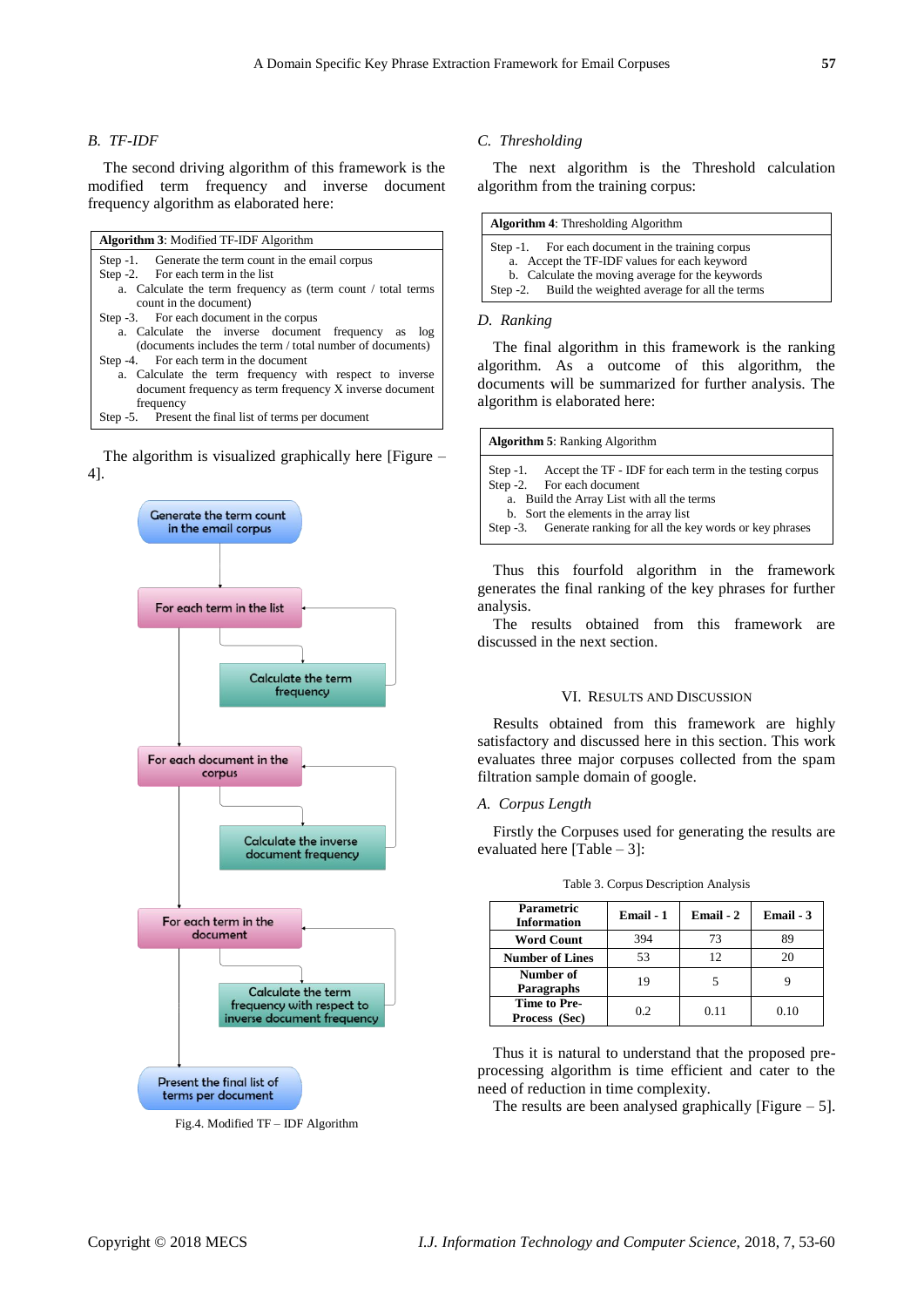### B. TF-IDF

The second driving algorithm of this framework is the modified term frequency and inverse document frequency algorithm as elaborated here:

**Algorithm 3**: Modified TF-IDF Algorithm

Step -1. Generate the term count in the email corpus
Step -2. For each term in the list
  a. Calculate the term frequency as (term count / total terms count in the document)
Step -3. For each document in the corpus
  a. Calculate the inverse document frequency as log (documents includes the term / total number of documents)
Step -4. For each term in the document
  a. Calculate the term frequency with respect to inverse document frequency as term frequency X inverse document frequency
Step -5. Present the final list of terms per document

The algorithm is visualized graphically here [Figure – 4].

Generate the term count in the email corpus → For each term in the list → Calculate the term frequency → For each document in the corpus → Calculate the inverse document frequency → For each term in the document → Calculate the term frequency with respect to inverse document frequency → Present the final list of terms per document

Fig.4. Modified TF – IDF Algorithm

### C. Thresholding

The next algorithm is the Threshold calculation algorithm from the training corpus:

**Algorithm 4**: Thresholding Algorithm

Step -1. For each document in the training corpus
  a. Accept the TF-IDF values for each keyword
  b. Calculate the moving average for the keywords
Step -2. Build the weighted average for all the terms

### D. Ranking

The final algorithm in this framework is the ranking algorithm. As a outcome of this algorithm, the documents will be summarized for further analysis. The algorithm is elaborated here:

**Algorithm 5**: Ranking Algorithm

Step -1. Accept the TF - IDF for each term in the testing corpus
Step -2. For each document
  a. Build the Array List with all the terms
  b. Sort the elements in the array list
Step -3. Generate ranking for all the key words or key phrases

Thus this fourfold algorithm in the framework generates the final ranking of the key phrases for further analysis.

The results obtained from this framework are discussed in the next section.

## VI. Results and Discussion

Results obtained from this framework are highly satisfactory and discussed here in this section. This work evaluates three major corpuses collected from the spam filtration sample domain of google.

### A. Corpus Length

Firstly the Corpuses used for generating the results are evaluated here [Table – 3]:

Table 3. Corpus Description Analysis

| Parametric Information | Email - 1 | Email - 2 | Email - 3 |
|---|---|---|---|
| Word Count | 394 | 73 | 89 |
| Number of Lines | 53 | 12 | 20 |
| Number of Paragraphs | 19 | 5 | 9 |
| Time to Pre-Process (Sec) | 0.2 | 0.11 | 0.10 |

Thus it is natural to understand that the proposed pre-processing algorithm is time efficient and cater to the need of reduction in time complexity.

The results are been analysed graphically [Figure – 5].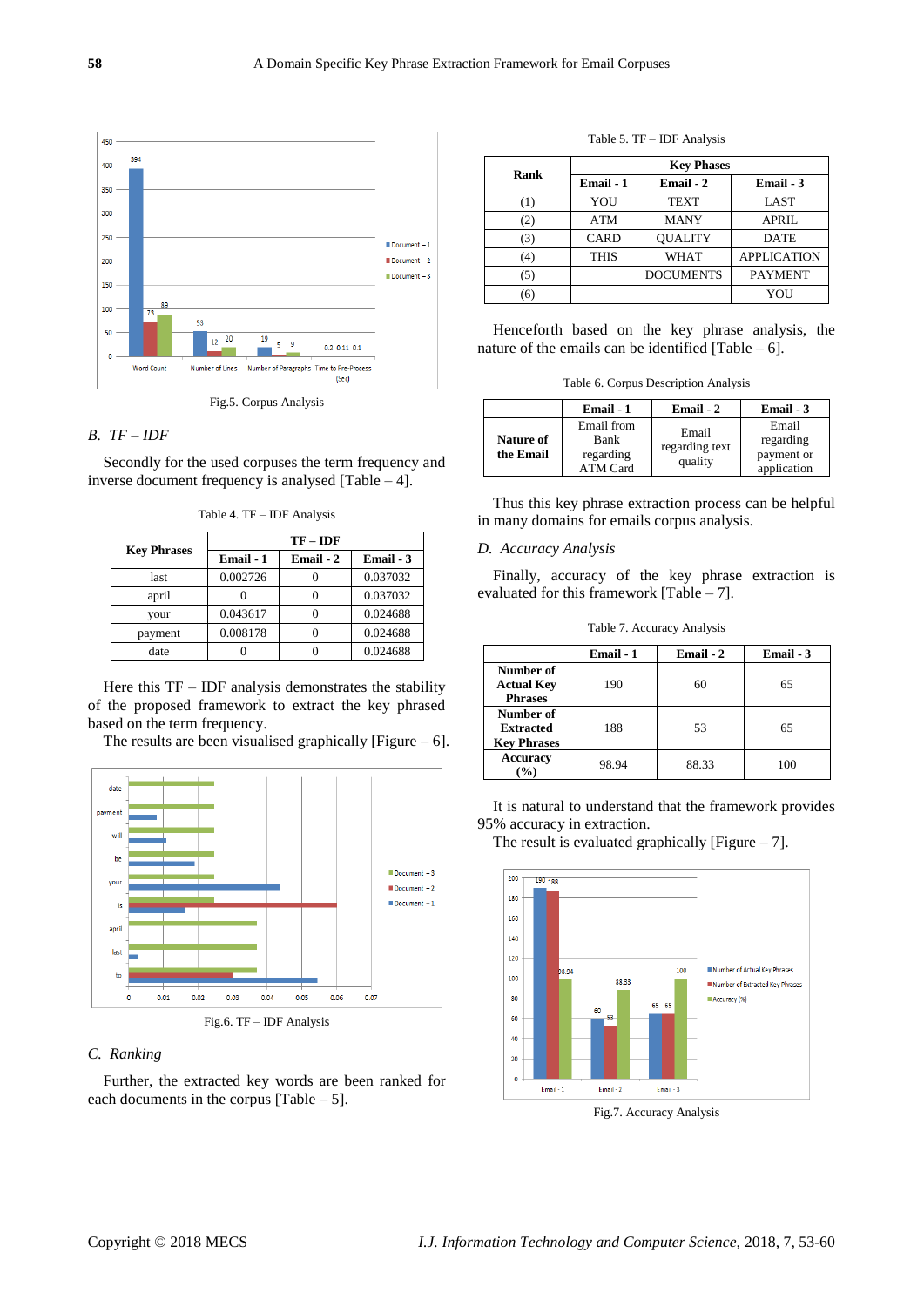Fig.5. Corpus Analysis

### *B. TF – IDF*

Secondly for the used corpuses the term frequency and inverse document frequency is analysed [Table – 4].

Table 4. TF – IDF Analysis

| Key Phrases | TF – IDF | | |
|---|---|---|---|
| | Email - 1 | Email - 2 | Email - 3 |
| last | 0.002726 | 0 | 0.037032 |
| april | 0 | 0 | 0.037032 |
| your | 0.043617 | 0 | 0.024688 |
| payment | 0.008178 | 0 | 0.024688 |
| date | 0 | 0 | 0.024688 |

Here this TF – IDF analysis demonstrates the stability of the proposed framework to extract the key phrased based on the term frequency.

The results are been visualised graphically [Figure – 6].

Fig.6. TF – IDF Analysis

### *C. Ranking*

Further, the extracted key words are been ranked for each documents in the corpus [Table – 5].

Table 5. TF – IDF Analysis

| Rank | Key Phases | | |
|---|---|---|---|
| | Email - 1 | Email - 2 | Email - 3 |
| (1) | YOU | TEXT | LAST |
| (2) | ATM | MANY | APRIL |
| (3) | CARD | QUALITY | DATE |
| (4) | THIS | WHAT | APPLICATION |
| (5) | | DOCUMENTS | PAYMENT |
| (6) | | | YOU |

Henceforth based on the key phrase analysis, the nature of the emails can be identified [Table – 6].

Table 6. Corpus Description Analysis

| | Email - 1 | Email - 2 | Email - 3 |
|---|---|---|---|
| Nature of the Email | Email from Bank regarding ATM Card | Email regarding text quality | Email regarding payment or application |

Thus this key phrase extraction process can be helpful in many domains for emails corpus analysis.

### *D. Accuracy Analysis*

Finally, accuracy of the key phrase extraction is evaluated for this framework [Table – 7].

Table 7. Accuracy Analysis

| | Email - 1 | Email - 2 | Email - 3 |
|---|---|---|---|
| Number of Actual Key Phrases | 190 | 60 | 65 |
| Number of Extracted Key Phrases | 188 | 53 | 65 |
| Accuracy (%) | 98.94 | 88.33 | 100 |

It is natural to understand that the framework provides 95% accuracy in extraction.

The result is evaluated graphically [Figure – 7].

Fig.7. Accuracy Analysis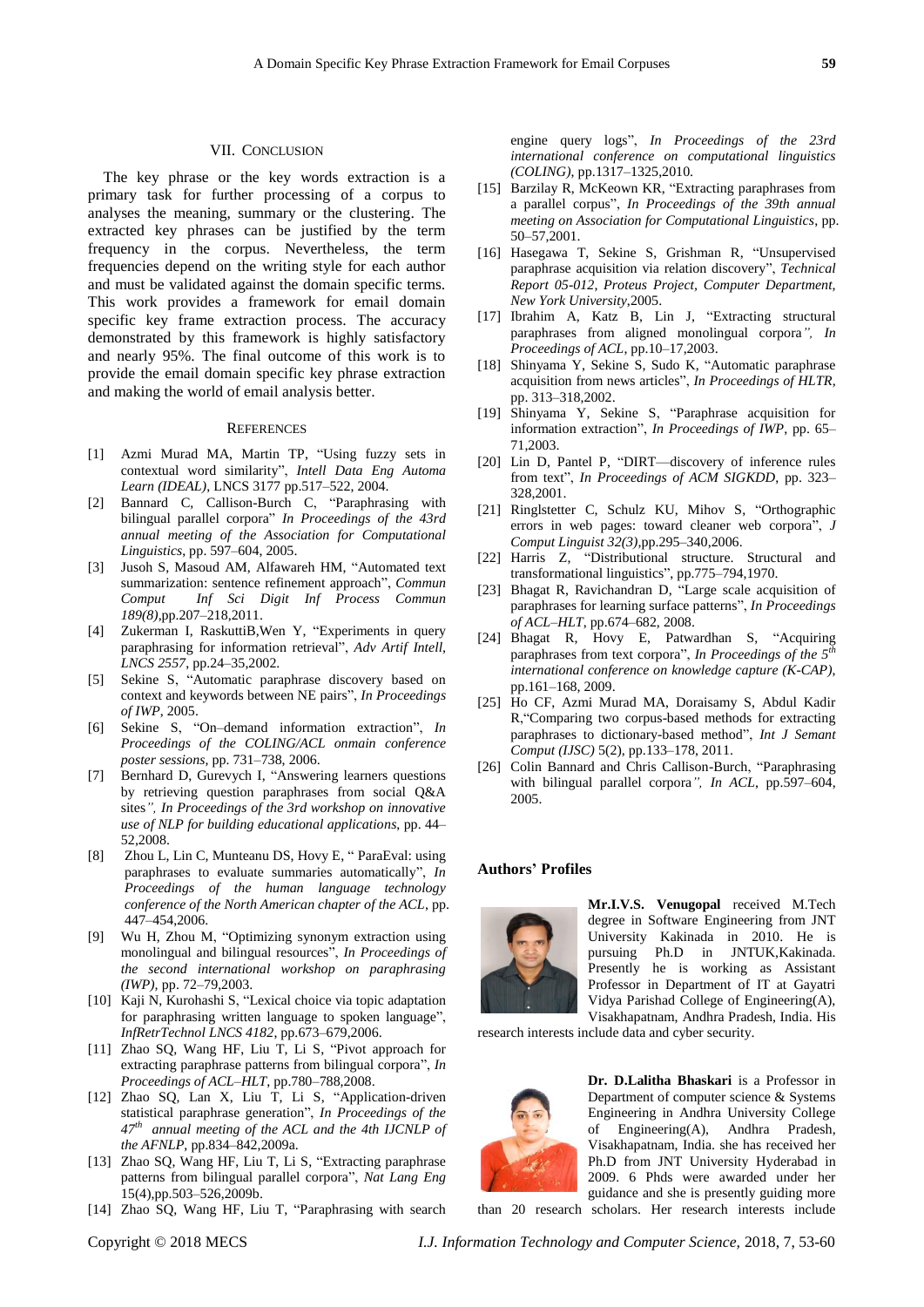## VII. Conclusion

The key phrase or the key words extraction is a primary task for further processing of a corpus to analyses the meaning, summary or the clustering. The extracted key phrases can be justified by the term frequency in the corpus. Nevertheless, the term frequencies depend on the writing style for each author and must be validated against the domain specific terms. This work provides a framework for email domain specific key frame extraction process. The accuracy demonstrated by this framework is highly satisfactory and nearly 95%. The final outcome of this work is to provide the email domain specific key phrase extraction and making the world of email analysis better.

## References

[1] Azmi Murad MA, Martin TP, "Using fuzzy sets in contextual word similarity", *Intell Data Eng Automa Learn (IDEAL)*, LNCS 3177 pp.517–522, 2004.

[2] Bannard C, Callison-Burch C, "Paraphrasing with bilingual parallel corpora" *In Proceedings of the 43rd annual meeting of the Association for Computational Linguistics*, pp. 597–604, 2005.

[3] Jusoh S, Masoud AM, Alfawareh HM, "Automated text summarization: sentence refinement approach", *Commun Comput Inf Sci Digit Inf Process Commun 189(8)*,pp.207–218,2011.

[4] Zukerman I, RaskuttiB,Wen Y, "Experiments in query paraphrasing for information retrieval", *Adv Artif Intell, LNCS 2557*, pp.24–35,2002.

[5] Sekine S, "Automatic paraphrase discovery based on context and keywords between NE pairs", *In Proceedings of IWP*, 2005.

[6] Sekine S, "On–demand information extraction", *In Proceedings of the COLING/ACL onmain conference poster sessions*, pp. 731–738, 2006.

[7] Bernhard D, Gurevych I, "Answering learners questions by retrieving question paraphrases from social Q&A sites*", In Proceedings of the 3rd workshop on innovative use of NLP for building educational applications*, pp. 44–52,2008.

[8] Zhou L, Lin C, Munteanu DS, Hovy E, " ParaEval: using paraphrases to evaluate summaries automatically", *In Proceedings of the human language technology conference of the North American chapter of the ACL*, pp. 447–454,2006.

[9] Wu H, Zhou M, "Optimizing synonym extraction using monolingual and bilingual resources", *In Proceedings of the second international workshop on paraphrasing (IWP)*, pp. 72–79,2003.

[10] Kaji N, Kurohashi S, "Lexical choice via topic adaptation for paraphrasing written language to spoken language", *InfRetrTechnol LNCS 4182*, pp.673–679,2006.

[11] Zhao SQ, Wang HF, Liu T, Li S, "Pivot approach for extracting paraphrase patterns from bilingual corpora", *In Proceedings of ACL–HLT*, pp.780–788,2008.

[12] Zhao SQ, Lan X, Liu T, Li S, "Application-driven statistical paraphrase generation", *In Proceedings of the 47th annual meeting of the ACL and the 4th IJCNLP of the AFNLP*, pp.834–842,2009a.

[13] Zhao SQ, Wang HF, Liu T, Li S, "Extracting paraphrase patterns from bilingual parallel corpora", *Nat Lang Eng* 15(4),pp.503–526,2009b.

[14] Zhao SQ, Wang HF, Liu T, "Paraphrasing with search engine query logs", *In Proceedings of the 23rd international conference on computational linguistics (COLING)*, pp.1317–1325,2010.

[15] Barzilay R, McKeown KR, "Extracting paraphrases from a parallel corpus", *In Proceedings of the 39th annual meeting on Association for Computational Linguistics*, pp. 50–57,2001.

[16] Hasegawa T, Sekine S, Grishman R, "Unsupervised paraphrase acquisition via relation discovery", *Technical Report 05-012, Proteus Project, Computer Department, New York University*,2005.

[17] Ibrahim A, Katz B, Lin J, "Extracting structural paraphrases from aligned monolingual corpora*", In Proceedings of ACL*, pp.10–17,2003.

[18] Shinyama Y, Sekine S, Sudo K, "Automatic paraphrase acquisition from news articles", *In Proceedings of HLTR*, pp. 313–318,2002.

[19] Shinyama Y, Sekine S, "Paraphrase acquisition for information extraction", *In Proceedings of IWP*, pp. 65–71,2003.

[20] Lin D, Pantel P, "DIRT—discovery of inference rules from text", *In Proceedings of ACM SIGKDD*, pp. 323–328,2001.

[21] Ringlstetter C, Schulz KU, Mihov S, "Orthographic errors in web pages: toward cleaner web corpora", *J Comput Linguist 32(3)*,pp.295–340,2006.

[22] Harris Z, "Distributional structure. Structural and transformational linguistics", pp.775–794,1970.

[23] Bhagat R, Ravichandran D, "Large scale acquisition of paraphrases for learning surface patterns", *In Proceedings of ACL–HLT*, pp.674–682, 2008.

[24] Bhagat R, Hovy E, Patwardhan S, "Acquiring paraphrases from text corpora", *In Proceedings of the 5th international conference on knowledge capture (K-CAP)*, pp.161–168, 2009.

[25] Ho CF, Azmi Murad MA, Doraisamy S, Abdul Kadir R,"Comparing two corpus-based methods for extracting paraphrases to dictionary-based method", *Int J Semant Comput (IJSC)* 5(2), pp.133–178, 2011.

[26] Colin Bannard and Chris Callison-Burch, "Paraphrasing with bilingual parallel corpora*", In ACL*, pp.597–604, 2005.

## Authors' Profiles

**Mr.I.V.S. Venugopal** received M.Tech degree in Software Engineering from JNT University Kakinada in 2010. He is pursuing Ph.D in JNTUK,Kakinada. Presently he is working as Assistant Professor in Department of IT at Gayatri Vidya Parishad College of Engineering(A), Visakhapatnam, Andhra Pradesh, India. His research interests include data and cyber security.

**Dr. D.Lalitha Bhaskari** is a Professor in Department of computer science & Systems Engineering in Andhra University College of Engineering(A), Andhra Pradesh, Visakhapatnam, India. she has received her Ph.D from JNT University Hyderabad in 2009. 6 Phds were awarded under her guidance and she is presently guiding more than 20 research scholars. Her research interests include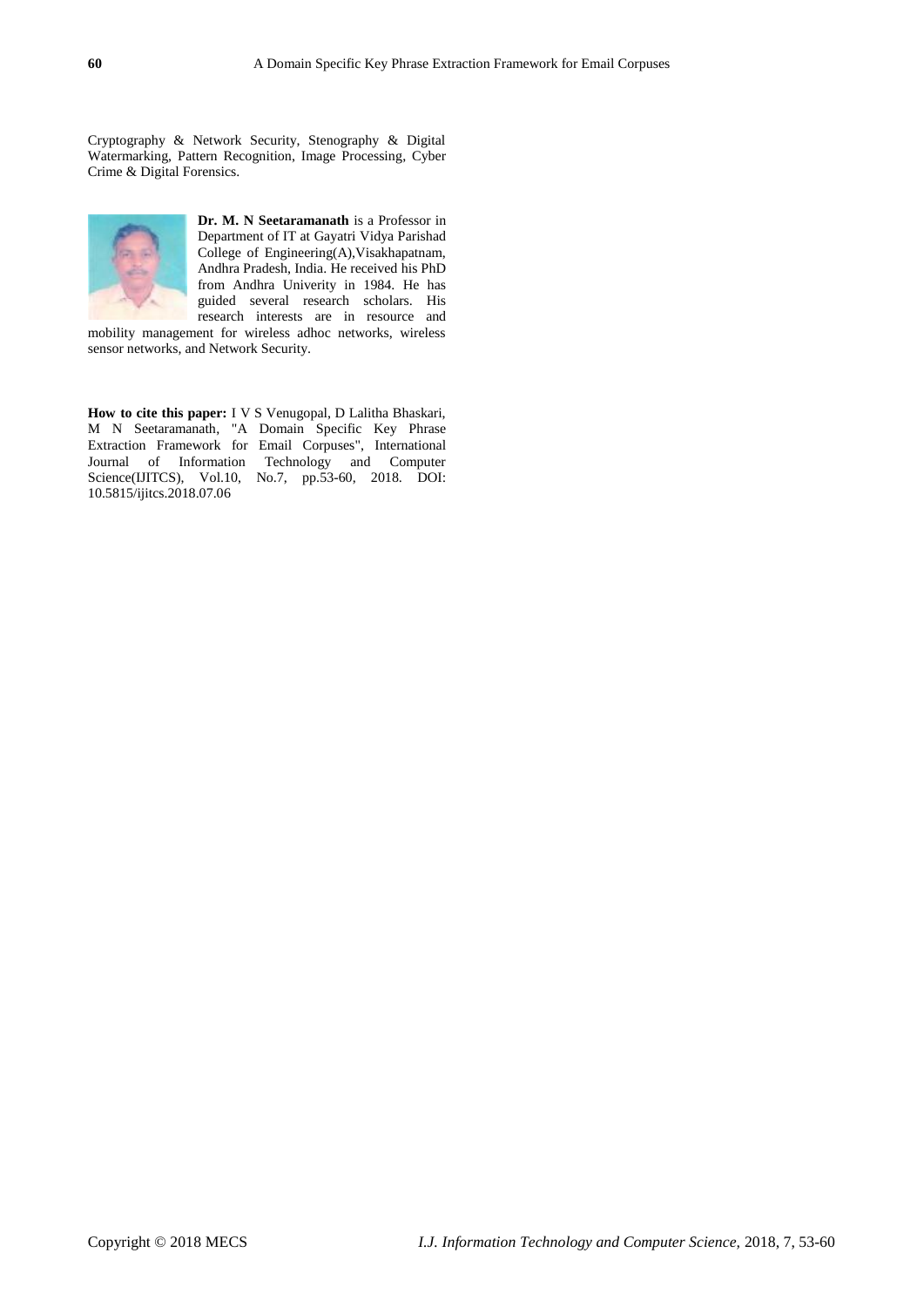Cryptography & Network Security, Stenography & Digital Watermarking, Pattern Recognition, Image Processing, Cyber Crime & Digital Forensics.

**Dr. M. N Seetaramanath** is a Professor in Department of IT at Gayatri Vidya Parishad College of Engineering(A),Visakhapatnam, Andhra Pradesh, India. He received his PhD from Andhra Univerity in 1984. He has guided several research scholars. His research interests are in resource and mobility management for wireless adhoc networks, wireless sensor networks, and Network Security.

**How to cite this paper:** I V S Venugopal, D Lalitha Bhaskari, M N Seetaramanath, "A Domain Specific Key Phrase Extraction Framework for Email Corpuses", International Journal of Information Technology and Computer Science(IJITCS), Vol.10, No.7, pp.53-60, 2018. DOI: 10.5815/ijitcs.2018.07.06